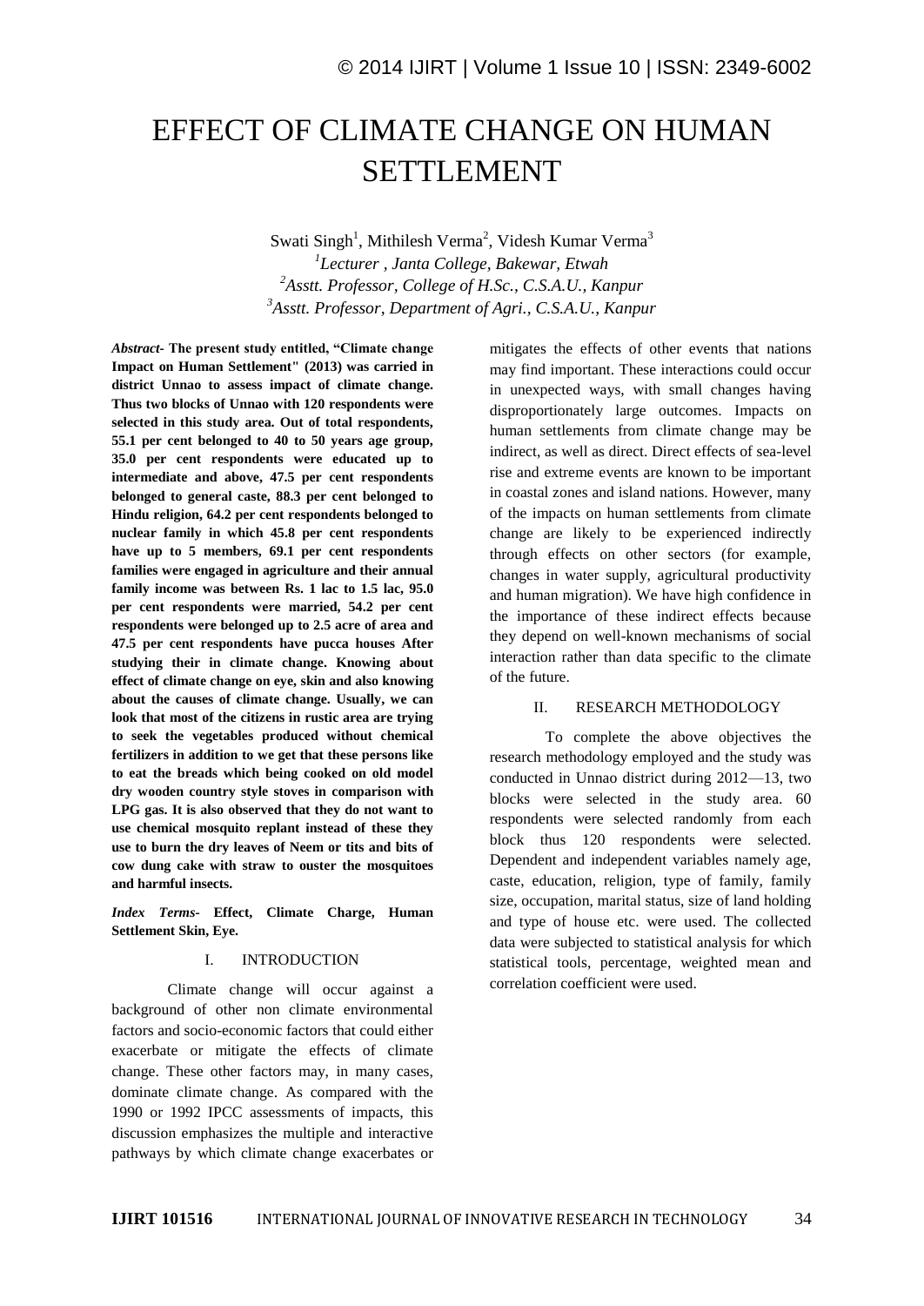# EFFECT OF CLIMATE CHANGE ON HUMAN SETTLEMENT

Swati Singh[1], Mithilesh Verma[2], Videsh Kumar Verma[3]

[1]*Lecturer , Janta College, Bakewar, Etwah*

[2]*Asstt. Professor, College of H.Sc., C.S.A.U., Kanpur*

[3]*Asstt. Professor, Department of Agri., C.S.A.U., Kanpur*

***Abstract-* The present study entitled, "Climate change Impact on Human Settlement" (2013) was carried in district Unnao to assess impact of climate change. Thus two blocks of Unnao with 120 respondents were selected in this study area. Out of total respondents, 55.1 per cent belonged to 40 to 50 years age group, 35.0 per cent respondents were educated up to intermediate and above, 47.5 per cent respondents belonged to general caste, 88.3 per cent belonged to Hindu religion, 64.2 per cent respondents belonged to nuclear family in which 45.8 per cent respondents have up to 5 members, 69.1 per cent respondents families were engaged in agriculture and their annual family income was between Rs. 1 lac to 1.5 lac, 95.0 per cent respondents were married, 54.2 per cent respondents were belonged up to 2.5 acre of area and 47.5 per cent respondents have pucca houses After studying their in climate change. Knowing about effect of climate change on eye, skin and also knowing about the causes of climate change. Usually, we can look that most of the citizens in rustic area are trying to seek the vegetables produced without chemical fertilizers in addition to we get that these persons like to eat the breads which being cooked on old model dry wooden country style stoves in comparison with LPG gas. It is also observed that they do not want to use chemical mosquito replant instead of these they use to burn the dry leaves of Neem or tits and bits of cow dung cake with straw to ouster the mosquitoes and harmful insects.**

***Index Terms-* Effect, Climate Charge, Human Settlement Skin, Eye.**

## I. INTRODUCTION

Climate change will occur against a background of other non climate environmental factors and socio-economic factors that could either exacerbate or mitigate the effects of climate change. These other factors may, in many cases, dominate climate change. As compared with the 1990 or 1992 IPCC assessments of impacts, this discussion emphasizes the multiple and interactive pathways by which climate change exacerbates or mitigates the effects of other events that nations may find important. These interactions could occur in unexpected ways, with small changes having disproportionately large outcomes. Impacts on human settlements from climate change may be indirect, as well as direct. Direct effects of sea-level rise and extreme events are known to be important in coastal zones and island nations. However, many of the impacts on human settlements from climate change are likely to be experienced indirectly through effects on other sectors (for example, changes in water supply, agricultural productivity and human migration). We have high confidence in the importance of these indirect effects because they depend on well-known mechanisms of social interaction rather than data specific to the climate of the future.

## II. RESEARCH METHODOLOGY

To complete the above objectives the research methodology employed and the study was conducted in Unnao district during 2012—13, two blocks were selected in the study area. 60 respondents were selected randomly from each block thus 120 respondents were selected. Dependent and independent variables namely age, caste, education, religion, type of family, family size, occupation, marital status, size of land holding and type of house etc. were used. The collected data were subjected to statistical analysis for which statistical tools, percentage, weighted mean and correlation coefficient were used.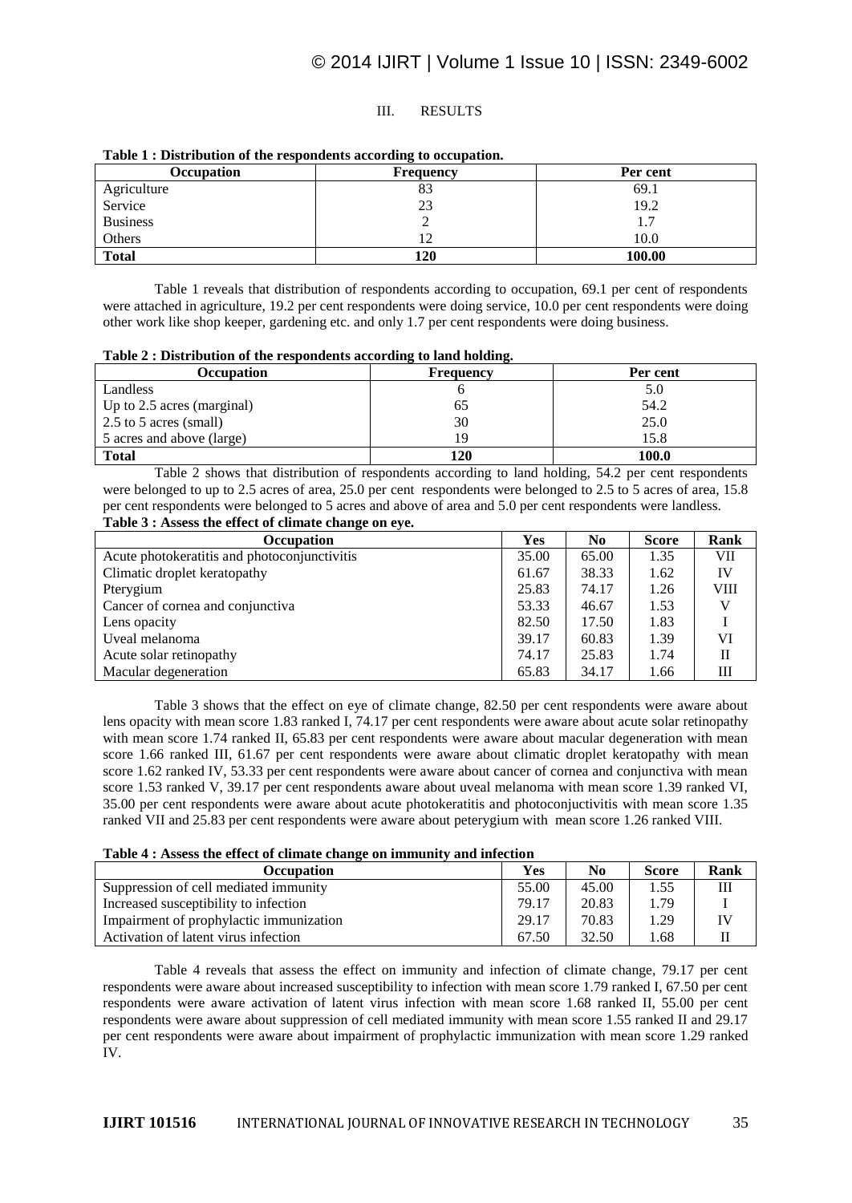## III. RESULTS

**Table 1 : Distribution of the respondents according to occupation.**

| Occupation | Frequency | Per cent |
|---|---|---|
| Agriculture | 83 | 69.1 |
| Service | 23 | 19.2 |
| Business | 2 | 1.7 |
| Others | 12 | 10.0 |
| **Total** | **120** | **100.00** |

Table 1 reveals that distribution of respondents according to occupation, 69.1 per cent of respondents were attached in agriculture, 19.2 per cent respondents were doing service, 10.0 per cent respondents were doing other work like shop keeper, gardening etc. and only 1.7 per cent respondents were doing business.

**Table 2 : Distribution of the respondents according to land holding.**

| Occupation | Frequency | Per cent |
|---|---|---|
| Landless | 6 | 5.0 |
| Up to 2.5 acres (marginal) | 65 | 54.2 |
| 2.5 to 5 acres (small) | 30 | 25.0 |
| 5 acres and above (large) | 19 | 15.8 |
| **Total** | **120** | **100.0** |

Table 2 shows that distribution of respondents according to land holding, 54.2 per cent respondents were belonged to up to 2.5 acres of area, 25.0 per cent respondents were belonged to 2.5 to 5 acres of area, 15.8 per cent respondents were belonged to 5 acres and above of area and 5.0 per cent respondents were landless.

**Table 3 : Assess the effect of climate change on eye.**

| Occupation | Yes | No | Score | Rank |
|---|---|---|---|---|
| Acute photokeratitis and photoconjunctivitis | 35.00 | 65.00 | 1.35 | VII |
| Climatic droplet keratopathy | 61.67 | 38.33 | 1.62 | IV |
| Pterygium | 25.83 | 74.17 | 1.26 | VIII |
| Cancer of cornea and conjunctiva | 53.33 | 46.67 | 1.53 | V |
| Lens opacity | 82.50 | 17.50 | 1.83 | I |
| Uveal melanoma | 39.17 | 60.83 | 1.39 | VI |
| Acute solar retinopathy | 74.17 | 25.83 | 1.74 | II |
| Macular degeneration | 65.83 | 34.17 | 1.66 | III |

Table 3 shows that the effect on eye of climate change, 82.50 per cent respondents were aware about lens opacity with mean score 1.83 ranked I, 74.17 per cent respondents were aware about acute solar retinopathy with mean score 1.74 ranked II, 65.83 per cent respondents were aware about macular degeneration with mean score 1.66 ranked III, 61.67 per cent respondents were aware about climatic droplet keratopathy with mean score 1.62 ranked IV, 53.33 per cent respondents were aware about cancer of cornea and conjunctiva with mean score 1.53 ranked V, 39.17 per cent respondents aware about uveal melanoma with mean score 1.39 ranked VI, 35.00 per cent respondents were aware about acute photokeratitis and photoconjuctivitis with mean score 1.35 ranked VII and 25.83 per cent respondents were aware about peterygium with mean score 1.26 ranked VIII.

**Table 4 : Assess the effect of climate change on immunity and infection**

| Occupation | Yes | No | Score | Rank |
|---|---|---|---|---|
| Suppression of cell mediated immunity | 55.00 | 45.00 | 1.55 | III |
| Increased susceptibility to infection | 79.17 | 20.83 | 1.79 | I |
| Impairment of prophylactic immunization | 29.17 | 70.83 | 1.29 | IV |
| Activation of latent virus infection | 67.50 | 32.50 | 1.68 | II |

Table 4 reveals that assess the effect on immunity and infection of climate change, 79.17 per cent respondents were aware about increased susceptibility to infection with mean score 1.79 ranked I, 67.50 per cent respondents were aware activation of latent virus infection with mean score 1.68 ranked II, 55.00 per cent respondents were aware about suppression of cell mediated immunity with mean score 1.55 ranked II and 29.17 per cent respondents were aware about impairment of prophylactic immunization with mean score 1.29 ranked IV.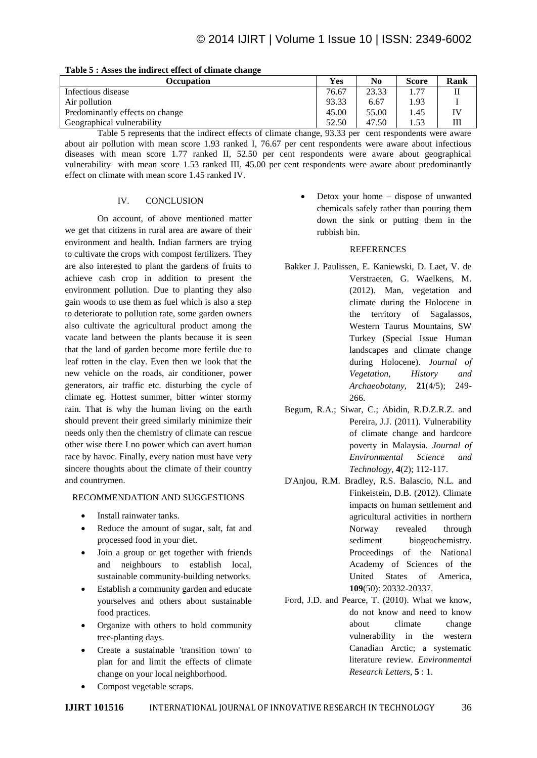**Table 5 : Asses the indirect effect of climate change**

| Occupation | Yes | No | Score | Rank |
|---|---|---|---|---|
| Infectious disease | 76.67 | 23.33 | 1.77 | II |
| Air pollution | 93.33 | 6.67 | 1.93 | I |
| Predominantly effects on change | 45.00 | 55.00 | 1.45 | IV |
| Geographical vulnerability | 52.50 | 47.50 | 1.53 | III |

Table 5 represents that the indirect effects of climate change, 93.33 per cent respondents were aware about air pollution with mean score 1.93 ranked I, 76.67 per cent respondents were aware about infectious diseases with mean score 1.77 ranked II, 52.50 per cent respondents were aware about geographical vulnerability with mean score 1.53 ranked III, 45.00 per cent respondents were aware about predominantly effect on climate with mean score 1.45 ranked IV.

## IV. CONCLUSION

On account, of above mentioned matter we get that citizens in rural area are aware of their environment and health. Indian farmers are trying to cultivate the crops with compost fertilizers. They are also interested to plant the gardens of fruits to achieve cash crop in addition to present the environment pollution. Due to planting they also gain woods to use them as fuel which is also a step to deteriorate to pollution rate, some garden owners also cultivate the agricultural product among the vacate land between the plants because it is seen that the land of garden become more fertile due to leaf rotten in the clay. Even then we look that the new vehicle on the roads, air conditioner, power generators, air traffic etc. disturbing the cycle of climate eg. Hottest summer, bitter winter stormy rain. That is why the human living on the earth should prevent their greed similarly minimize their needs only then the chemistry of climate can rescue other wise there I no power which can avert human race by havoc. Finally, every nation must have very sincere thoughts about the climate of their country and countrymen.

## RECOMMENDATION AND SUGGESTIONS

- Install rainwater tanks.
- Reduce the amount of sugar, salt, fat and processed food in your diet.
- Join a group or get together with friends and neighbours to establish local, sustainable community-building networks.
- Establish a community garden and educate yourselves and others about sustainable food practices.
- Organize with others to hold community tree-planting days.
- Create a sustainable 'transition town' to plan for and limit the effects of climate change on your local neighborhood.
- Compost vegetable scraps.
- Detox your home – dispose of unwanted chemicals safely rather than pouring them down the sink or putting them in the rubbish bin.

## REFERENCES

Bakker J. Paulissen, E. Kaniewski, D. Laet, V. de Verstraeten, G. Waelkens, M. (2012). Man, vegetation and climate during the Holocene in the territory of Sagalassos, Western Taurus Mountains, SW Turkey (Special Issue Human landscapes and climate change during Holocene). *Journal of Vegetation, History and Archaeobotany*, **21**(4/5); 249-266.

Begum, R.A.; Siwar, C.; Abidin, R.D.Z.R.Z. and Pereira, J.J. (2011). Vulnerability of climate change and hardcore poverty in Malaysia. *Journal of Environmental Science and Technology*, **4**(2); 112-117.

D'Anjou, R.M. Bradley, R.S. Balascio, N.L. and Finkeistein, D.B. (2012). Climate impacts on human settlement and agricultural activities in northern Norway revealed through sediment biogeochemistry. Proceedings of the National Academy of Sciences of the United States of America, **109**(50): 20332-20337.

Ford, J.D. and Pearce, T. (2010). What we know, do not know and need to know about climate change vulnerability in the western Canadian Arctic; a systematic literature review. *Environmental Research Letters*, **5** : 1.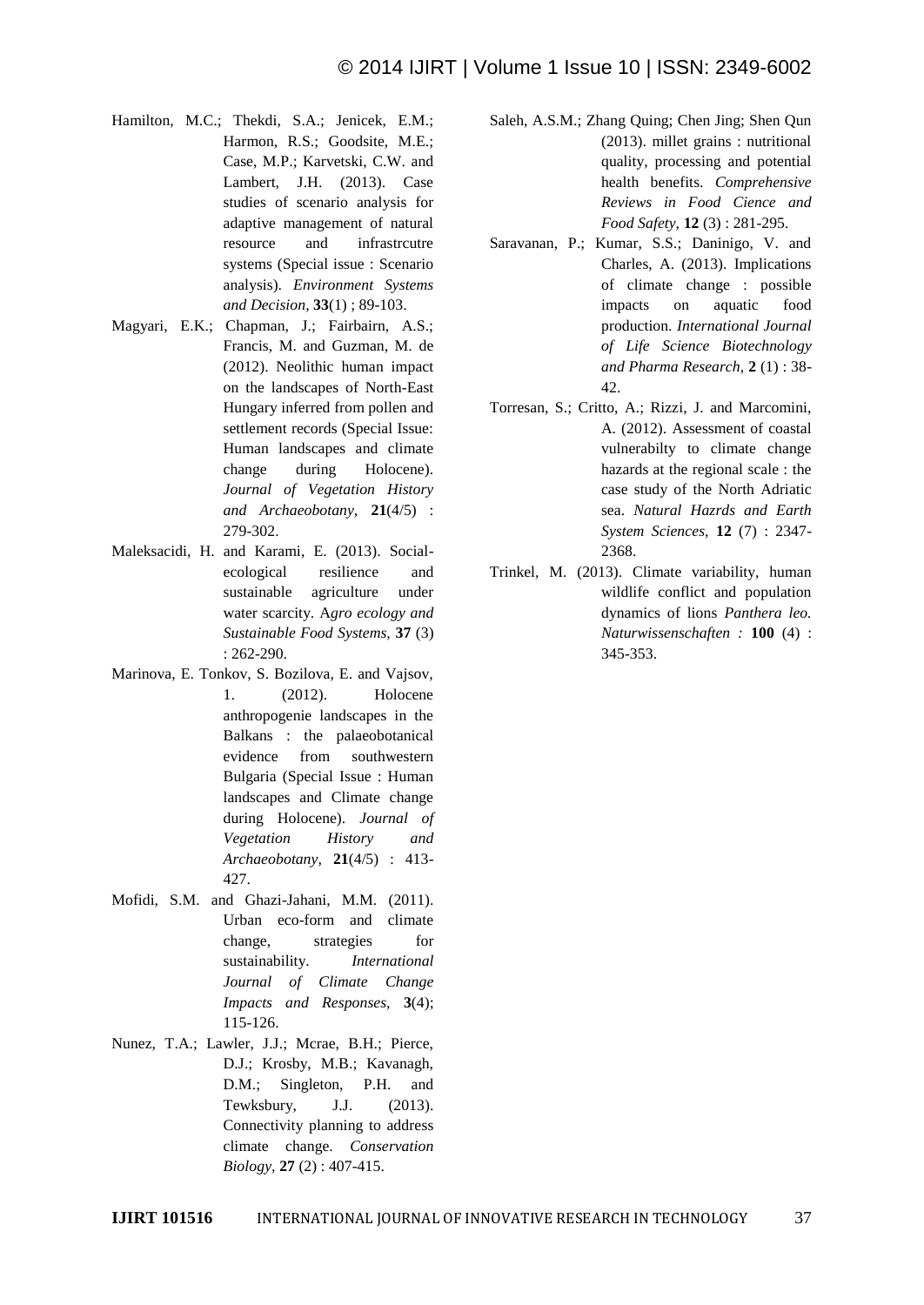Hamilton, M.C.; Thekdi, S.A.; Jenicek, E.M.; Harmon, R.S.; Goodsite, M.E.; Case, M.P.; Karvetski, C.W. and Lambert, J.H. (2013). Case studies of scenario analysis for adaptive management of natural resource and infrastrcutre systems (Special issue : Scenario analysis). *Environment Systems and Decision,* **33**(1) ; 89-103.

Magyari, E.K.; Chapman, J.; Fairbairn, A.S.; Francis, M. and Guzman, M. de (2012). Neolithic human impact on the landscapes of North-East Hungary inferred from pollen and settlement records (Special Issue: Human landscapes and climate change during Holocene). *Journal of Vegetation History and Archaeobotany,* **21**(4/5) : 279-302.

Maleksacidi, H. and Karami, E. (2013). Social-ecological resilience and sustainable agriculture under water scarcity. A*gro ecology and Sustainable Food Systems,* **37** (3) : 262-290.

Marinova, E. Tonkov, S. Bozilova, E. and Vajsov, 1. (2012). Holocene anthropogenie landscapes in the Balkans : the palaeobotanical evidence from southwestern Bulgaria (Special Issue : Human landscapes and Climate change during Holocene). *Journal of Vegetation History and Archaeobotany,* **21**(4/5) : 413-427.

Mofidi, S.M. and Ghazi-Jahani, M.M. (2011). Urban eco-form and climate change, strategies for sustainability. *International Journal of Climate Change Impacts and Responses,* **3**(4); 115-126.

Nunez, T.A.; Lawler, J.J.; Mcrae, B.H.; Pierce, D.J.; Krosby, M.B.; Kavanagh, D.M.; Singleton, P.H. and Tewksbury, J.J. (2013). Connectivity planning to address climate change. *Conservation Biology,* **27** (2) : 407-415.

Saleh, A.S.M.; Zhang Quing; Chen Jing; Shen Qun (2013). millet grains : nutritional quality, processing and potential health benefits. *Comprehensive Reviews in Food Cience and Food Safety,* **12** (3) : 281-295.

Saravanan, P.; Kumar, S.S.; Daninigo, V. and Charles, A. (2013). Implications of climate change : possible impacts on aquatic food production. *International Journal of Life Science Biotechnology and Pharma Research,* **2** (1) : 38-42.

Torresan, S.; Critto, A.; Rizzi, J. and Marcomini, A. (2012). Assessment of coastal vulnerabilty to climate change hazards at the regional scale : the case study of the North Adriatic sea. *Natural Hazrds and Earth System Sciences,* **12** (7) : 2347-2368.

Trinkel, M. (2013). Climate variability, human wildlife conflict and population dynamics of lions *Panthera leo. Naturwissenschaften :* **100** (4) : 345-353.